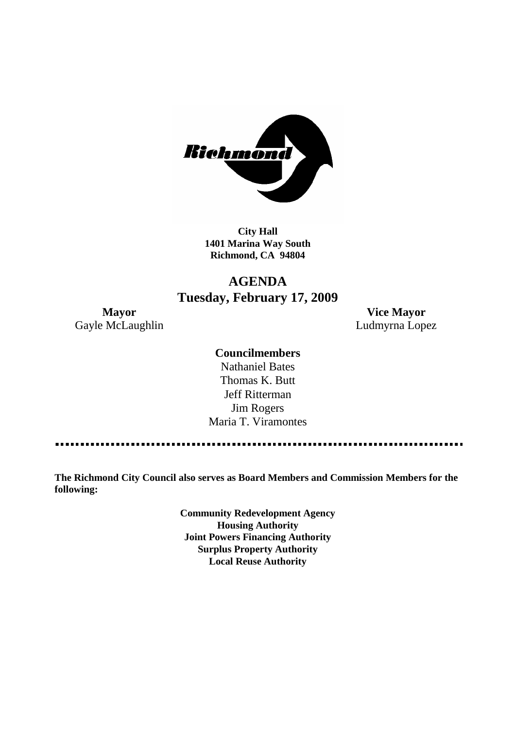Richmond

**City Hall**
**1401 Marina Way South**
**Richmond, CA 94804**

# AGENDA
## Tuesday, February 17, 2009

**Mayor**
Gayle McLaughlin

**Vice Mayor**
Ludmyrna Lopez

**Councilmembers**

Nathaniel Bates
Thomas K. Butt
Jeff Ritterman
Jim Rogers
Maria T. Viramontes

---

**The Richmond City Council also serves as Board Members and Commission Members for the following:**

**Community Redevelopment Agency**
**Housing Authority**
**Joint Powers Financing Authority**
**Surplus Property Authority**
**Local Reuse Authority**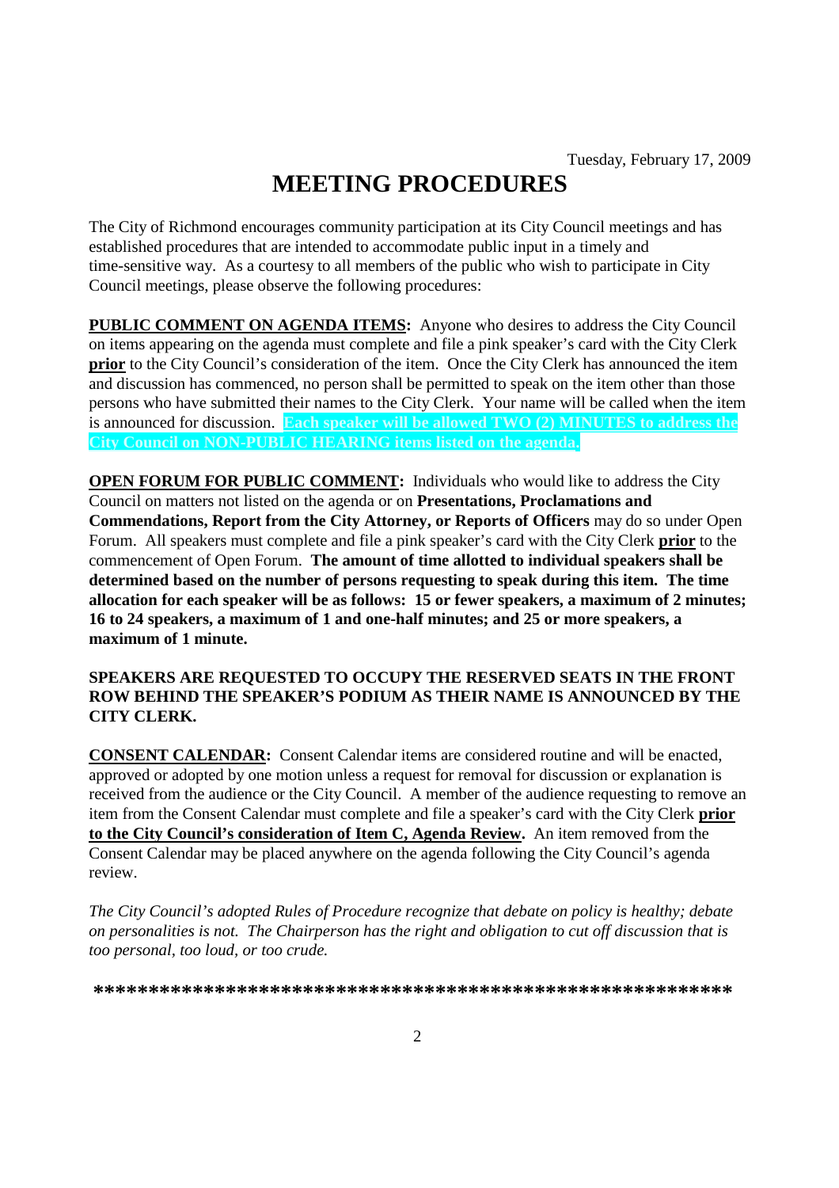Tuesday, February 17, 2009

# MEETING PROCEDURES

The City of Richmond encourages community participation at its City Council meetings and has established procedures that are intended to accommodate public input in a timely and time-sensitive way. As a courtesy to all members of the public who wish to participate in City Council meetings, please observe the following procedures:

**PUBLIC COMMENT ON AGENDA ITEMS:** Anyone who desires to address the City Council on items appearing on the agenda must complete and file a pink speaker's card with the City Clerk **prior** to the City Council's consideration of the item. Once the City Clerk has announced the item and discussion has commenced, no person shall be permitted to speak on the item other than those persons who have submitted their names to the City Clerk. Your name will be called when the item is announced for discussion. **Each speaker will be allowed TWO (2) MINUTES to address the City Council on NON-PUBLIC HEARING items listed on the agenda.**

**OPEN FORUM FOR PUBLIC COMMENT:** Individuals who would like to address the City Council on matters not listed on the agenda or on **Presentations, Proclamations and Commendations, Report from the City Attorney, or Reports of Officers** may do so under Open Forum. All speakers must complete and file a pink speaker's card with the City Clerk **prior** to the commencement of Open Forum. **The amount of time allotted to individual speakers shall be determined based on the number of persons requesting to speak during this item. The time allocation for each speaker will be as follows: 15 or fewer speakers, a maximum of 2 minutes; 16 to 24 speakers, a maximum of 1 and one-half minutes; and 25 or more speakers, a maximum of 1 minute.**

**SPEAKERS ARE REQUESTED TO OCCUPY THE RESERVED SEATS IN THE FRONT ROW BEHIND THE SPEAKER'S PODIUM AS THEIR NAME IS ANNOUNCED BY THE CITY CLERK.**

**CONSENT CALENDAR:** Consent Calendar items are considered routine and will be enacted, approved or adopted by one motion unless a request for removal for discussion or explanation is received from the audience or the City Council. A member of the audience requesting to remove an item from the Consent Calendar must complete and file a speaker's card with the City Clerk **prior to the City Council's consideration of Item C, Agenda Review.** An item removed from the Consent Calendar may be placed anywhere on the agenda following the City Council's agenda review.

*The City Council's adopted Rules of Procedure recognize that debate on policy is healthy; debate on personalities is not. The Chairperson has the right and obligation to cut off discussion that is too personal, too loud, or too crude.*

***********************************************************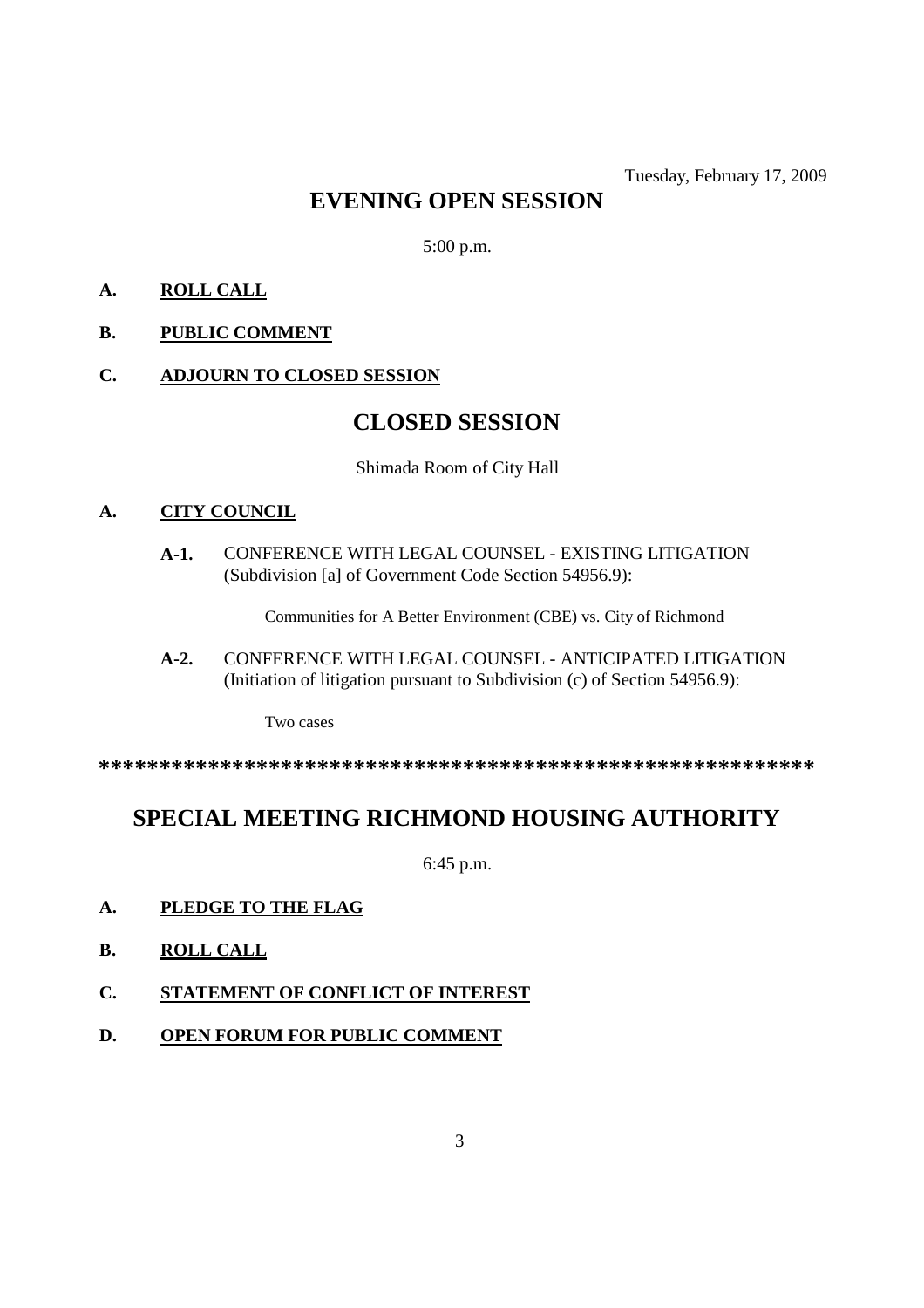Tuesday, February 17, 2009

# EVENING OPEN SESSION

5:00 p.m.

**A. ROLL CALL**

**B. PUBLIC COMMENT**

**C. ADJOURN TO CLOSED SESSION**

# CLOSED SESSION

Shimada Room of City Hall

**A. CITY COUNCIL**

**A-1.** CONFERENCE WITH LEGAL COUNSEL - EXISTING LITIGATION (Subdivision [a] of Government Code Section 54956.9):

Communities for A Better Environment (CBE) vs. City of Richmond

**A-2.** CONFERENCE WITH LEGAL COUNSEL - ANTICIPATED LITIGATION (Initiation of litigation pursuant to Subdivision (c) of Section 54956.9):

Two cases

**************************************************************

# SPECIAL MEETING RICHMOND HOUSING AUTHORITY

6:45 p.m.

**A. PLEDGE TO THE FLAG**

**B. ROLL CALL**

**C. STATEMENT OF CONFLICT OF INTEREST**

**D. OPEN FORUM FOR PUBLIC COMMENT**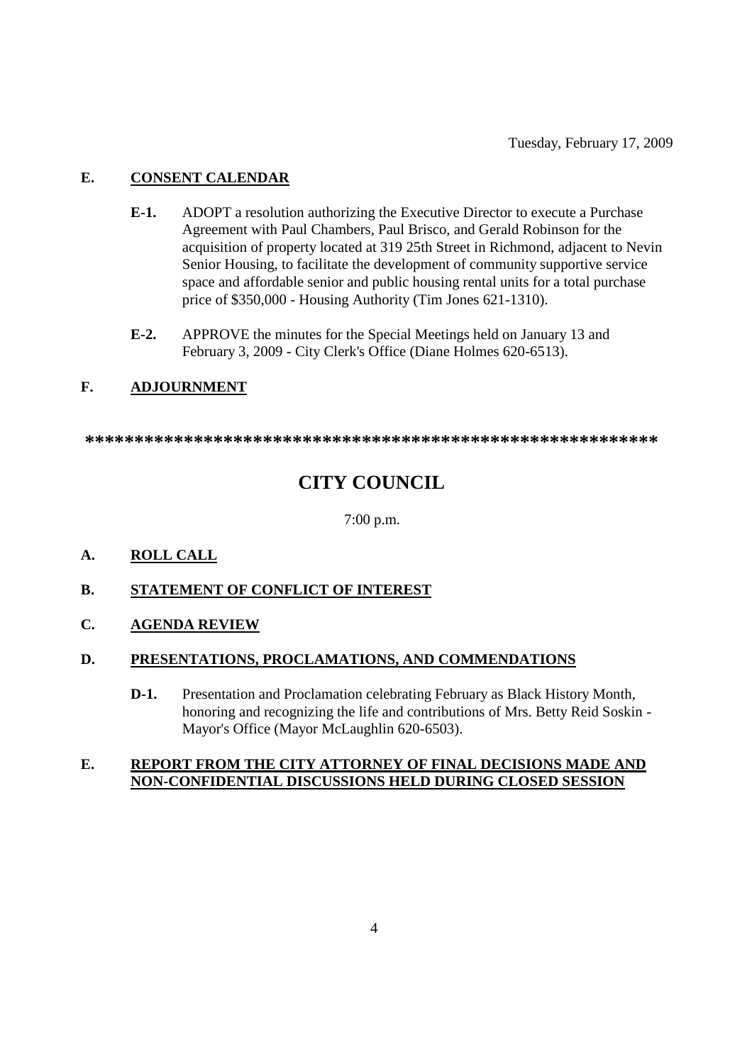Tuesday, February 17, 2009

**E. CONSENT CALENDAR**

**E-1.** ADOPT a resolution authorizing the Executive Director to execute a Purchase Agreement with Paul Chambers, Paul Brisco, and Gerald Robinson for the acquisition of property located at 319 25th Street in Richmond, adjacent to Nevin Senior Housing, to facilitate the development of community supportive service space and affordable senior and public housing rental units for a total purchase price of $350,000 - Housing Authority (Tim Jones 621-1310).

**E-2.** APPROVE the minutes for the Special Meetings held on January 13 and February 3, 2009 - City Clerk's Office (Diane Holmes 620-6513).

**F. ADJOURNMENT**

**************************************************************

# CITY COUNCIL

7:00 p.m.

**A. ROLL CALL**

**B. STATEMENT OF CONFLICT OF INTEREST**

**C. AGENDA REVIEW**

**D. PRESENTATIONS, PROCLAMATIONS, AND COMMENDATIONS**

**D-1.** Presentation and Proclamation celebrating February as Black History Month, honoring and recognizing the life and contributions of Mrs. Betty Reid Soskin - Mayor's Office (Mayor McLaughlin 620-6503).

**E. REPORT FROM THE CITY ATTORNEY OF FINAL DECISIONS MADE AND NON-CONFIDENTIAL DISCUSSIONS HELD DURING CLOSED SESSION**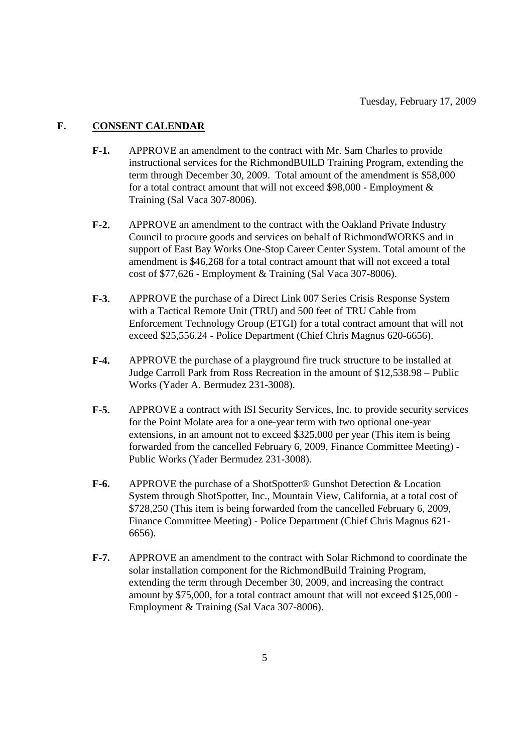Tuesday, February 17, 2009

## F. CONSENT CALENDAR

**F-1.** APPROVE an amendment to the contract with Mr. Sam Charles to provide instructional services for the RichmondBUILD Training Program, extending the term through December 30, 2009. Total amount of the amendment is $58,000 for a total contract amount that will not exceed $98,000 - Employment & Training (Sal Vaca 307-8006).

**F-2.** APPROVE an amendment to the contract with the Oakland Private Industry Council to procure goods and services on behalf of RichmondWORKS and in support of East Bay Works One-Stop Career Center System. Total amount of the amendment is $46,268 for a total contract amount that will not exceed a total cost of $77,626 - Employment & Training (Sal Vaca 307-8006).

**F-3.** APPROVE the purchase of a Direct Link 007 Series Crisis Response System with a Tactical Remote Unit (TRU) and 500 feet of TRU Cable from Enforcement Technology Group (ETGI) for a total contract amount that will not exceed $25,556.24 - Police Department (Chief Chris Magnus 620-6656).

**F-4.** APPROVE the purchase of a playground fire truck structure to be installed at Judge Carroll Park from Ross Recreation in the amount of $12,538.98 – Public Works (Yader A. Bermudez 231-3008).

**F-5.** APPROVE a contract with ISI Security Services, Inc. to provide security services for the Point Molate area for a one-year term with two optional one-year extensions, in an amount not to exceed $325,000 per year (This item is being forwarded from the cancelled February 6, 2009, Finance Committee Meeting) - Public Works (Yader Bermudez 231-3008).

**F-6.** APPROVE the purchase of a ShotSpotter® Gunshot Detection & Location System through ShotSpotter, Inc., Mountain View, California, at a total cost of $728,250 (This item is being forwarded from the cancelled February 6, 2009, Finance Committee Meeting) - Police Department (Chief Chris Magnus 621-6656).

**F-7.** APPROVE an amendment to the contract with Solar Richmond to coordinate the solar installation component for the RichmondBuild Training Program, extending the term through December 30, 2009, and increasing the contract amount by $75,000, for a total contract amount that will not exceed $125,000 - Employment & Training (Sal Vaca 307-8006).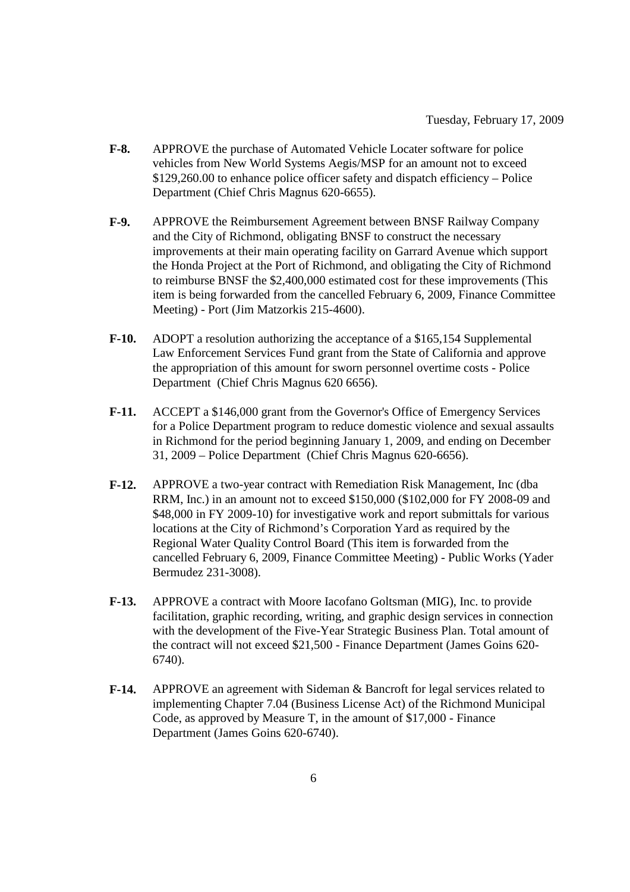Tuesday, February 17, 2009

**F-8.** APPROVE the purchase of Automated Vehicle Locater software for police vehicles from New World Systems Aegis/MSP for an amount not to exceed $129,260.00 to enhance police officer safety and dispatch efficiency – Police Department (Chief Chris Magnus 620-6655).

**F-9.** APPROVE the Reimbursement Agreement between BNSF Railway Company and the City of Richmond, obligating BNSF to construct the necessary improvements at their main operating facility on Garrard Avenue which support the Honda Project at the Port of Richmond, and obligating the City of Richmond to reimburse BNSF the $2,400,000 estimated cost for these improvements (This item is being forwarded from the cancelled February 6, 2009, Finance Committee Meeting) - Port (Jim Matzorkis 215-4600).

**F-10.** ADOPT a resolution authorizing the acceptance of a $165,154 Supplemental Law Enforcement Services Fund grant from the State of California and approve the appropriation of this amount for sworn personnel overtime costs - Police Department (Chief Chris Magnus 620 6656).

**F-11.** ACCEPT a $146,000 grant from the Governor's Office of Emergency Services for a Police Department program to reduce domestic violence and sexual assaults in Richmond for the period beginning January 1, 2009, and ending on December 31, 2009 – Police Department (Chief Chris Magnus 620-6656).

**F-12.** APPROVE a two-year contract with Remediation Risk Management, Inc (dba RRM, Inc.) in an amount not to exceed $150,000 ($102,000 for FY 2008-09 and $48,000 in FY 2009-10) for investigative work and report submittals for various locations at the City of Richmond's Corporation Yard as required by the Regional Water Quality Control Board (This item is forwarded from the cancelled February 6, 2009, Finance Committee Meeting) - Public Works (Yader Bermudez 231-3008).

**F-13.** APPROVE a contract with Moore Iacofano Goltsman (MIG), Inc. to provide facilitation, graphic recording, writing, and graphic design services in connection with the development of the Five-Year Strategic Business Plan. Total amount of the contract will not exceed $21,500 - Finance Department (James Goins 620-6740).

**F-14.** APPROVE an agreement with Sideman & Bancroft for legal services related to implementing Chapter 7.04 (Business License Act) of the Richmond Municipal Code, as approved by Measure T, in the amount of $17,000 - Finance Department (James Goins 620-6740).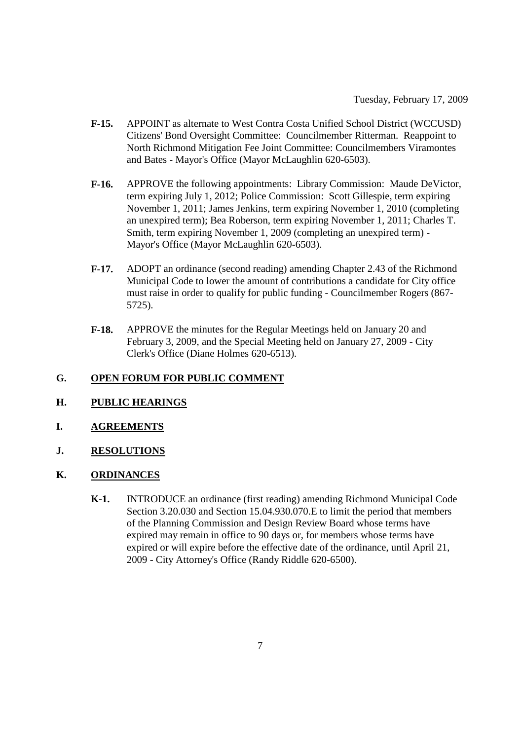- **F-15.** APPOINT as alternate to West Contra Costa Unified School District (WCCUSD) Citizens' Bond Oversight Committee: Councilmember Ritterman. Reappoint to North Richmond Mitigation Fee Joint Committee: Councilmembers Viramontes and Bates - Mayor's Office (Mayor McLaughlin 620-6503).

- **F-16.** APPROVE the following appointments: Library Commission: Maude DeVictor, term expiring July 1, 2012; Police Commission: Scott Gillespie, term expiring November 1, 2011; James Jenkins, term expiring November 1, 2010 (completing an unexpired term); Bea Roberson, term expiring November 1, 2011; Charles T. Smith, term expiring November 1, 2009 (completing an unexpired term) - Mayor's Office (Mayor McLaughlin 620-6503).

- **F-17.** ADOPT an ordinance (second reading) amending Chapter 2.43 of the Richmond Municipal Code to lower the amount of contributions a candidate for City office must raise in order to qualify for public funding - Councilmember Rogers (867-5725).

- **F-18.** APPROVE the minutes for the Regular Meetings held on January 20 and February 3, 2009, and the Special Meeting held on January 27, 2009 - City Clerk's Office (Diane Holmes 620-6513).

## G. OPEN FORUM FOR PUBLIC COMMENT

## H. PUBLIC HEARINGS

## I. AGREEMENTS

## J. RESOLUTIONS

## K. ORDINANCES

- **K-1.** INTRODUCE an ordinance (first reading) amending Richmond Municipal Code Section 3.20.030 and Section 15.04.930.070.E to limit the period that members of the Planning Commission and Design Review Board whose terms have expired may remain in office to 90 days or, for members whose terms have expired or will expire before the effective date of the ordinance, until April 21, 2009 - City Attorney's Office (Randy Riddle 620-6500).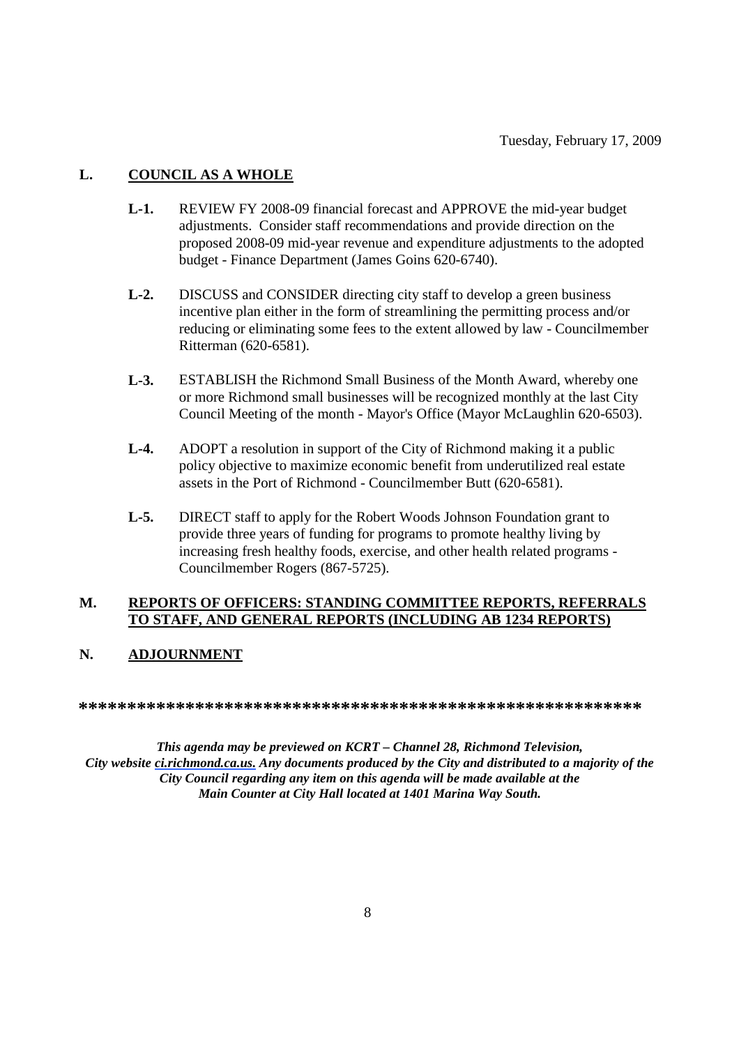Tuesday, February 17, 2009

## L. COUNCIL AS A WHOLE

**L-1.** REVIEW FY 2008-09 financial forecast and APPROVE the mid-year budget adjustments. Consider staff recommendations and provide direction on the proposed 2008-09 mid-year revenue and expenditure adjustments to the adopted budget - Finance Department (James Goins 620-6740).

**L-2.** DISCUSS and CONSIDER directing city staff to develop a green business incentive plan either in the form of streamlining the permitting process and/or reducing or eliminating some fees to the extent allowed by law - Councilmember Ritterman (620-6581).

**L-3.** ESTABLISH the Richmond Small Business of the Month Award, whereby one or more Richmond small businesses will be recognized monthly at the last City Council Meeting of the month - Mayor's Office (Mayor McLaughlin 620-6503).

**L-4.** ADOPT a resolution in support of the City of Richmond making it a public policy objective to maximize economic benefit from underutilized real estate assets in the Port of Richmond - Councilmember Butt (620-6581).

**L-5.** DIRECT staff to apply for the Robert Woods Johnson Foundation grant to provide three years of funding for programs to promote healthy living by increasing fresh healthy foods, exercise, and other health related programs - Councilmember Rogers (867-5725).

## M. REPORTS OF OFFICERS: STANDING COMMITTEE REPORTS, REFERRALS TO STAFF, AND GENERAL REPORTS (INCLUDING AB 1234 REPORTS)

## N. ADJOURNMENT

************************************************************

***This agenda may be previewed on KCRT – Channel 28, Richmond Television, City website ci.richmond.ca.us. Any documents produced by the City and distributed to a majority of the City Council regarding any item on this agenda will be made available at the Main Counter at City Hall located at 1401 Marina Way South.***